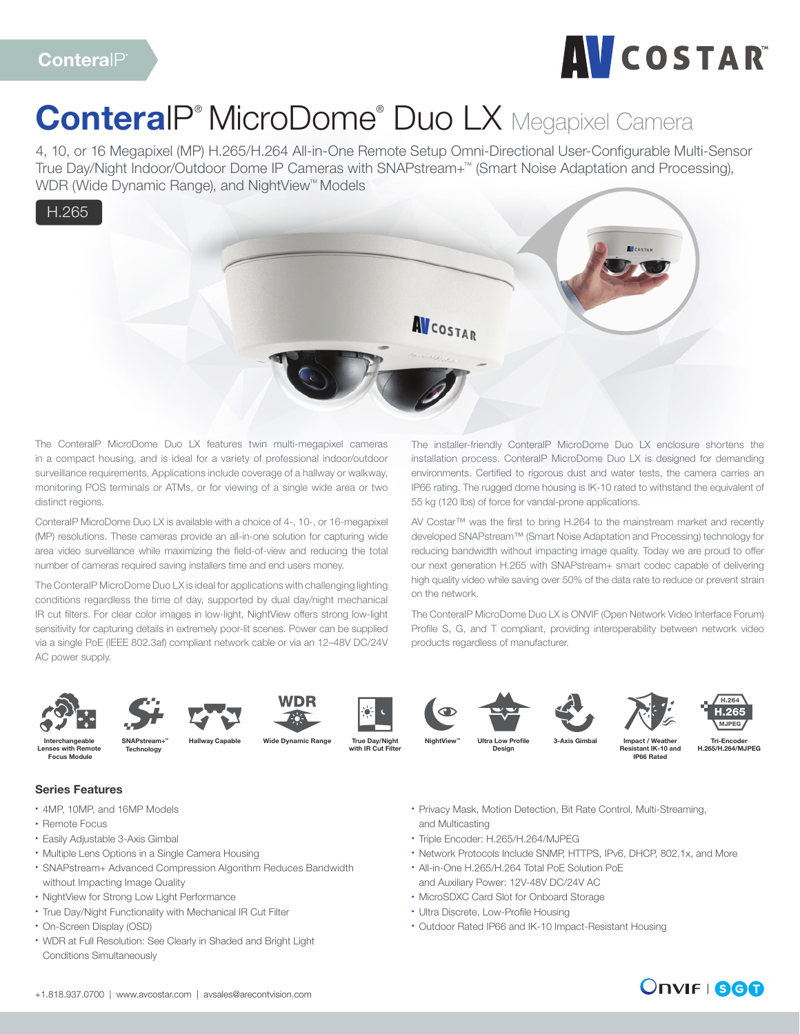ConteraIP®

# ConteraIP® MicroDome® Duo LX Megapixel Camera

4, 10, or 16 Megapixel (MP) H.265/H.264 All-in-One Remote Setup Omni-Directional User-Configurable Multi-Sensor True Day/Night Indoor/Outdoor Dome IP Cameras with SNAPstream+™ (Smart Noise Adaptation and Processing), WDR (Wide Dynamic Range), and NightView™ Models

H.265

The ConteraIP MicroDome Duo LX features twin multi-megapixel cameras in a compact housing, and is ideal for a variety of professional indoor/outdoor surveillance requirements. Applications include coverage of a hallway or walkway, monitoring POS terminals or ATMs, or for viewing of a single wide area or two distinct regions.

ConteraIP MicroDome Duo LX is available with a choice of 4-, 10-, or 16-megapixel (MP) resolutions. These cameras provide an all-in-one solution for capturing wide area video surveillance while maximizing the field-of-view and reducing the total number of cameras required saving installers time and end users money.

The ConteraIP MicroDome Duo LX is ideal for applications with challenging lighting conditions regardless the time of day, supported by dual day/night mechanical IR cut filters. For clear color images in low-light, NightView offers strong low-light sensitivity for capturing details in extremely poor-lit scenes. Power can be supplied via a single PoE (IEEE 802.3af) compliant network cable or via an 12–48V DC/24V AC power supply.

The installer-friendly ConteraIP MicroDome Duo LX enclosure shortens the installation process. ConteraIP MicroDome Duo LX is designed for demanding environments. Certified to rigorous dust and water tests, the camera carries an IP66 rating. The rugged dome housing is IK-10 rated to withstand the equivalent of 55 kg (120 lbs) of force for vandal-prone applications.

AV Costar™ was the first to bring H.264 to the mainstream market and recently developed SNAPstream™ (Smart Noise Adaptation and Processing) technology for reducing bandwidth without impacting image quality. Today we are proud to offer our next generation H.265 with SNAPstream+ smart codec capable of delivering high quality video while saving over 50% of the data rate to reduce or prevent strain on the network.

The ConteraIP MicroDome Duo LX is ONVIF (Open Network Video Interface Forum) Profile S, G, and T compliant, providing interoperability between network video products regardless of manufacturer.

Interchangeable Lenses with Remote Focus Module | SNAPstream+™ Technology | Hallway Capable | Wide Dynamic Range | True Day/Night with IR Cut Filter | NightView™ | Ultra Low Profile Design | 3-Axis Gimbal | Impact / Weather Resistant IK-10 and IP66 Rated | Tri-Encoder H.265/H.264/MJPEG

## Series Features

- 4MP, 10MP, and 16MP Models
- Remote Focus
- Easily Adjustable 3-Axis Gimbal
- Multiple Lens Options in a Single Camera Housing
- SNAPstream+ Advanced Compression Algorithm Reduces Bandwidth without Impacting Image Quality
- NightView for Strong Low Light Performance
- True Day/Night Functionality with Mechanical IR Cut Filter
- On-Screen Display (OSD)
- WDR at Full Resolution: See Clearly in Shaded and Bright Light Conditions Simultaneously
- Privacy Mask, Motion Detection, Bit Rate Control, Multi-Streaming, and Multicasting
- Triple Encoder: H.265/H.264/MJPEG
- Network Protocols Include SNMP, HTTPS, IPv6, DHCP, 802.1x, and More
- All-in-One H.265/H.264 Total PoE Solution PoE and Auxiliary Power: 12V-48V DC/24V AC
- MicroSDXC Card Slot for Onboard Storage
- Ultra Discrete, Low-Profile Housing
- Outdoor Rated IP66 and IK-10 Impact-Resistant Housing

+1.818.937.0700 | www.avcostar.com | avsales@arecontvision.com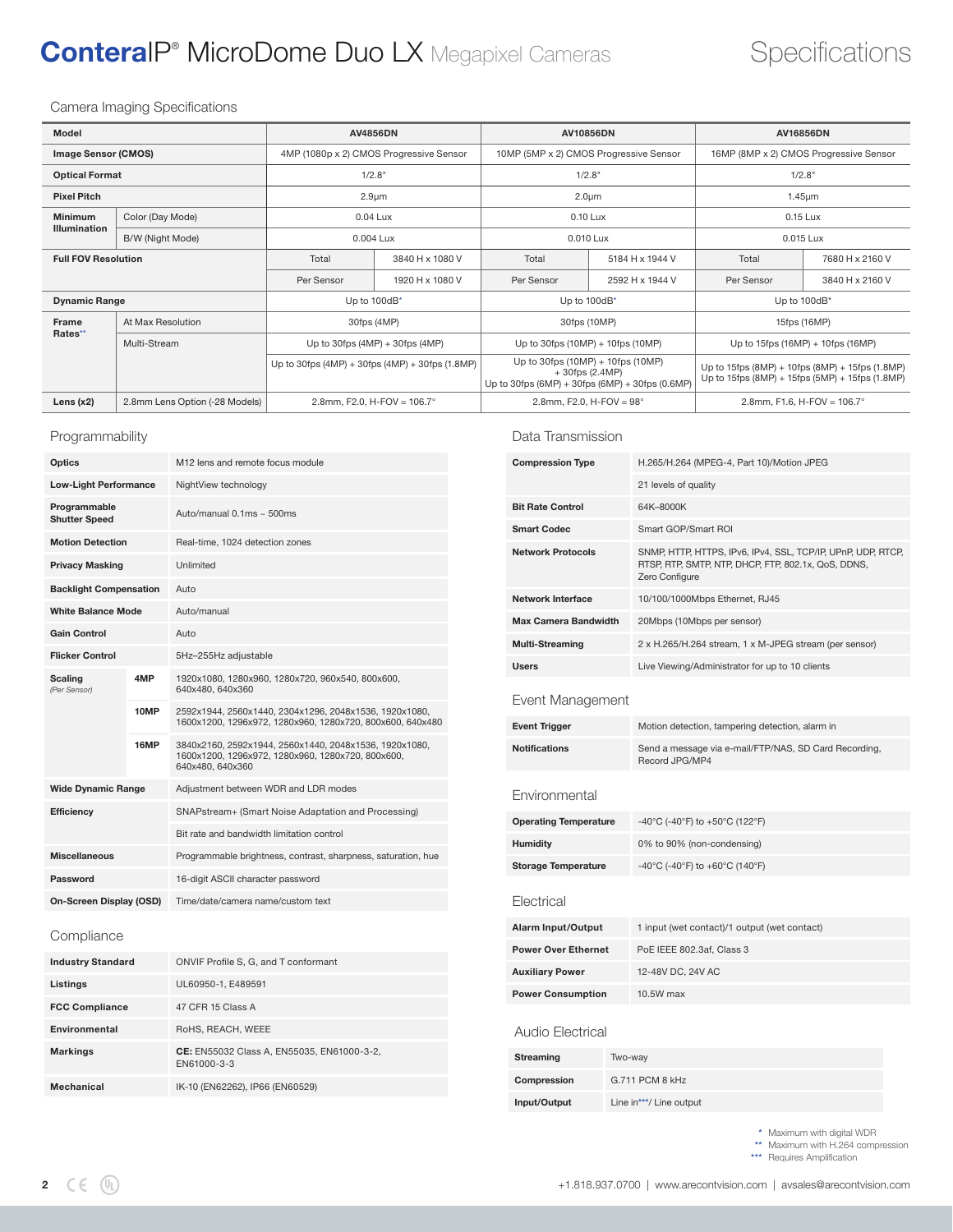# ConteraIP® MicroDome Duo LX Megapixel Cameras — Specifications

## Camera Imaging Specifications

| Model | | AV4856DN | | AV10856DN | | AV16856DN | |
|---|---|---|---|---|---|---|---|
| Image Sensor (CMOS) | | 4MP (1080p x 2) CMOS Progressive Sensor | | 10MP (5MP x 2) CMOS Progressive Sensor | | 16MP (8MP x 2) CMOS Progressive Sensor | |
| Optical Format | | 1/2.8" | | 1/2.8" | | 1/2.8" | |
| Pixel Pitch | | 2.9μm | | 2.0μm | | 1.45μm | |
| Minimum Illumination | Color (Day Mode) | 0.04 Lux | | 0.10 Lux | | 0.15 Lux | |
| | B/W (Night Mode) | 0.004 Lux | | 0.010 Lux | | 0.015 Lux | |
| Full FOV Resolution | | Total | 3840 H x 1080 V | Total | 5184 H x 1944 V | Total | 7680 H x 2160 V |
| | | Per Sensor | 1920 H x 1080 V | Per Sensor | 2592 H x 1944 V | Per Sensor | 3840 H x 2160 V |
| Dynamic Range | | Up to 100dB* | | Up to 100dB* | | Up to 100dB* | |
| Frame Rates** | At Max Resolution | 30fps (4MP) | | 30fps (10MP) | | 15fps (16MP) | |
| | Multi-Stream | Up to 30fps (4MP) + 30fps (4MP) | | Up to 30fps (10MP) + 10fps (10MP) | | Up to 15fps (16MP) + 10fps (16MP) | |
| | | Up to 30fps (4MP) + 30fps (4MP) + 30fps (1.8MP) | | Up to 30fps (10MP) + 10fps (10MP) + 30fps (2.4MP) Up to 30fps (6MP) + 30fps (6MP) + 30fps (0.6MP) | | Up to 15fps (8MP) + 10fps (8MP) + 15fps (1.8MP) Up to 15fps (8MP) + 15fps (5MP) + 15fps (1.8MP) | |
| Lens (x2) | 2.8mm Lens Option (-28 Models) | 2.8mm, F2.0, H-FOV = 106.7° | | 2.8mm, F2.0, H-FOV = 98° | | 2.8mm, F1.6, H-FOV = 106.7° | |

## Programmability

| | | |
|---|---|---|
| Optics | | M12 lens and remote focus module |
| Low-Light Performance | | NightView technology |
| Programmable Shutter Speed | | Auto/manual 0.1ms ~ 500ms |
| Motion Detection | | Real-time, 1024 detection zones |
| Privacy Masking | | Unlimited |
| Backlight Compensation | | Auto |
| White Balance Mode | | Auto/manual |
| Gain Control | | Auto |
| Flicker Control | | 5Hz~255Hz adjustable |
| Scaling *(Per Sensor)* | 4MP | 1920x1080, 1280x960, 1280x720, 960x540, 800x600, 640x480, 640x360 |
| | 10MP | 2592x1944, 2560x1440, 2304x1296, 2048x1536, 1920x1080, 1600x1200, 1296x972, 1280x960, 1280x720, 800x600, 640x480 |
| | 16MP | 3840x2160, 2592x1944, 2560x1440, 2048x1536, 1920x1080, 1600x1200, 1296x972, 1280x960, 1280x720, 800x600, 640x480, 640x360 |
| Wide Dynamic Range | | Adjustment between WDR and LDR modes |
| Efficiency | | SNAPstream+ (Smart Noise Adaptation and Processing) |
| | | Bit rate and bandwidth limitation control |
| Miscellaneous | | Programmable brightness, contrast, sharpness, saturation, hue |
| Password | | 16-digit ASCII character password |
| On-Screen Display (OSD) | | Time/date/camera name/custom text |

## Compliance

| | |
|---|---|
| Industry Standard | ONVIF Profile S, G, and T conformant |
| Listings | UL60950-1, E489591 |
| FCC Compliance | 47 CFR 15 Class A |
| Environmental | RoHS, REACH, WEEE |
| Markings | **CE:** EN55032 Class A, EN55035, EN61000-3-2, EN61000-3-3 |
| Mechanical | IK-10 (EN62262), IP66 (EN60529) |

## Data Transmission

| | |
|---|---|
| Compression Type | H.265/H.264 (MPEG-4, Part 10)/Motion JPEG |
| | 21 levels of quality |
| Bit Rate Control | 64K~8000K |
| Smart Codec | Smart GOP/Smart ROI |
| Network Protocols | SNMP, HTTP, HTTPS, IPv6, IPv4, SSL, TCP/IP, UPnP, UDP, RTCP, RTSP, RTP, SMTP, NTP, DHCP, FTP, 802.1x, QoS, DDNS, Zero Configure |
| Network Interface | 10/100/1000Mbps Ethernet, RJ45 |
| Max Camera Bandwidth | 20Mbps (10Mbps per sensor) |
| Multi-Streaming | 2 x H.265/H.264 stream, 1 x M-JPEG stream (per sensor) |
| Users | Live Viewing/Administrator for up to 10 clients |

## Event Management

| | |
|---|---|
| Event Trigger | Motion detection, tampering detection, alarm in |
| Notifications | Send a message via e-mail/FTP/NAS, SD Card Recording, Record JPG/MP4 |

## Environmental

| | |
|---|---|
| Operating Temperature | -40°C (-40°F) to +50°C (122°F) |
| Humidity | 0% to 90% (non-condensing) |
| Storage Temperature | -40°C (-40°F) to +60°C (140°F) |

## Electrical

| | |
|---|---|
| Alarm Input/Output | 1 input (wet contact)/1 output (wet contact) |
| Power Over Ethernet | PoE IEEE 802.3af, Class 3 |
| Auxiliary Power | 12-48V DC, 24V AC |
| Power Consumption | 10.5W max |

## Audio Electrical

| | |
|---|---|
| Streaming | Two-way |
| Compression | G.711 PCM 8 kHz |
| Input/Output | Line in***/ Line output |

\* Maximum with digital WDR
** Maximum with H.264 compression
*** Requires Amplification

+1.818.937.0700 | www.arecontvision.com | avsales@arecontvision.com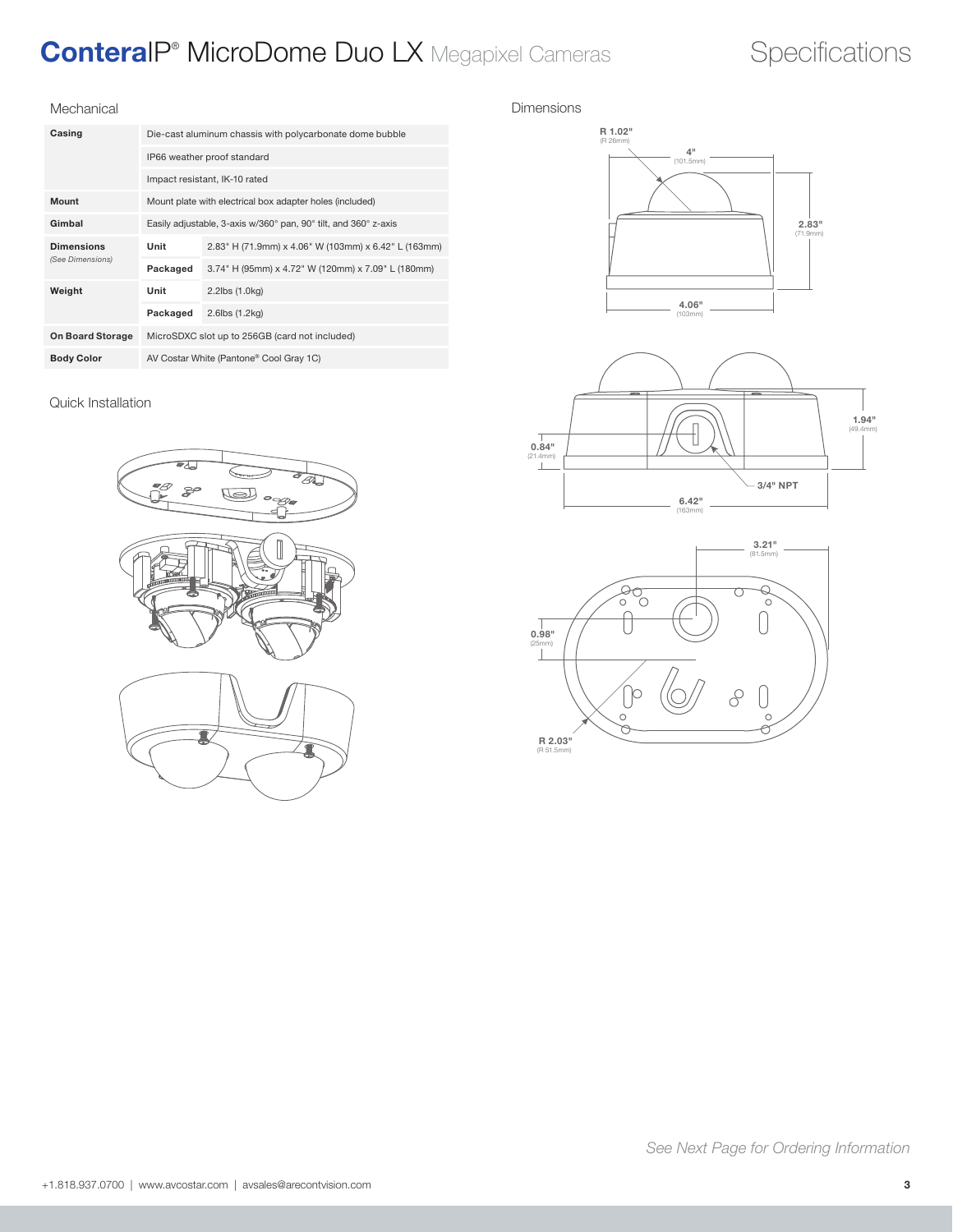# ConteraIP® MicroDome Duo LX Megapixel Cameras

# Specifications

## Mechanical

| | | |
|---|---|---|
| **Casing** | Die-cast aluminum chassis with polycarbonate dome bubble | |
| | IP66 weather proof standard | |
| | Impact resistant, IK-10 rated | |
| **Mount** | Mount plate with electrical box adapter holes (included) | |
| **Gimbal** | Easily adjustable, 3-axis w/360° pan, 90° tilt, and 360° z-axis | |
| **Dimensions** *(See Dimensions)* | **Unit** | 2.83" H (71.9mm) x 4.06" W (103mm) x 6.42" L (163mm) |
| | **Packaged** | 3.74" H (95mm) x 4.72" W (120mm) x 7.09" L (180mm) |
| **Weight** | **Unit** | 2.2lbs (1.0kg) |
| | **Packaged** | 2.6lbs (1.2kg) |
| **On Board Storage** | MicroSDXC slot up to 256GB (card not included) | |
| **Body Color** | AV Costar White (Pantone® Cool Gray 1C) | |

## Quick Installation

## Dimensions

R 1.02" (R 26mm)
4" (101.5mm)
2.83" (71.9mm)
4.06" (103mm)
1.94" (49.4mm)
0.84" (21.4mm)
3/4" NPT
6.42" (163mm)
3.21" (81.5mm)
0.98" (25mm)
R 2.03" (R 51.5mm)

*See Next Page for Ordering Information*

+1.818.937.0700 | www.avcostar.com | avsales@arecontvision.com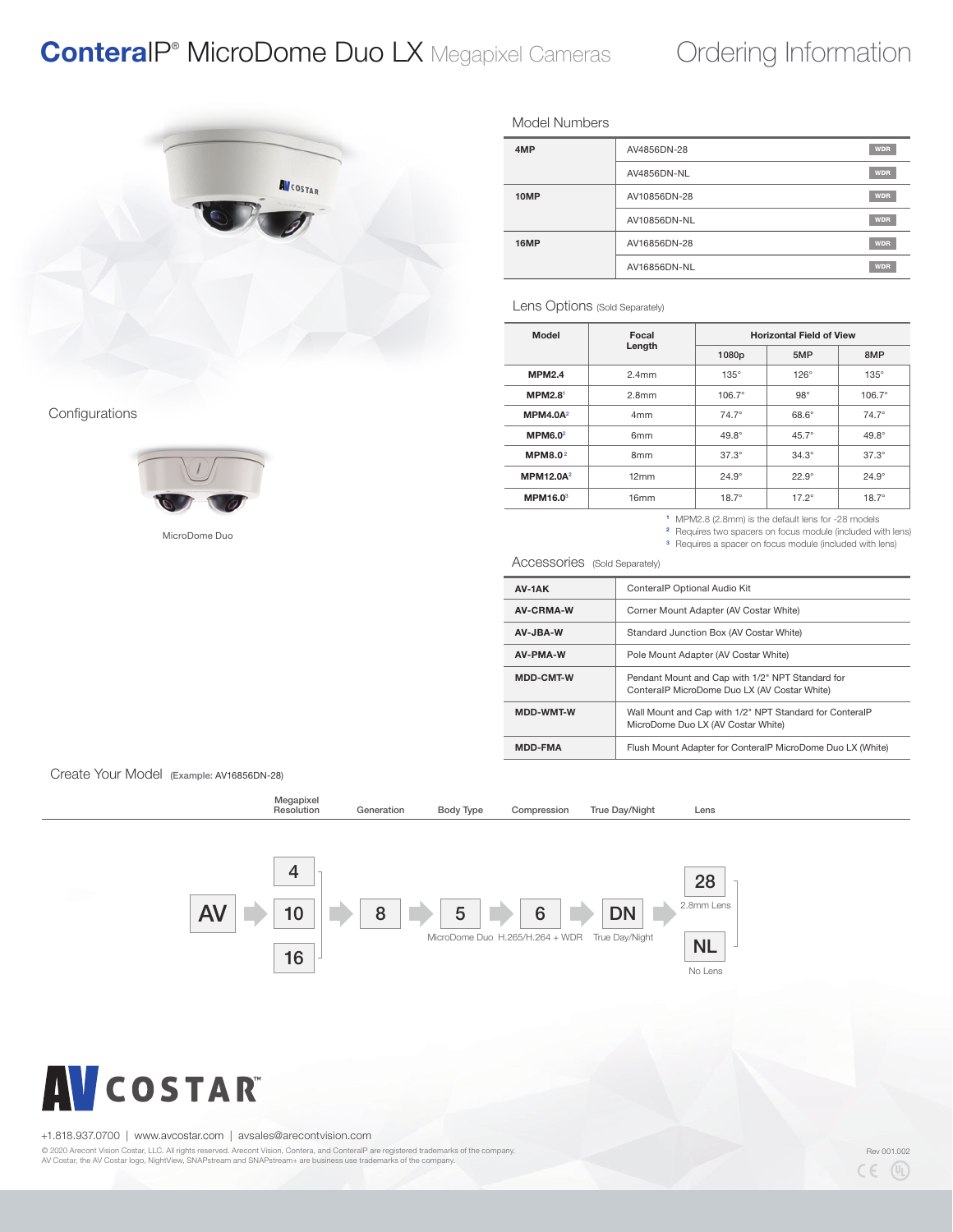# Contera IP® MicroDome Duo LX Megapixel Cameras — Ordering Information

## Model Numbers

| | | |
|---|---|---|
| 4MP | AV4856DN-28 | WDR |
| | AV4856DN-NL | WDR |
| 10MP | AV10856DN-28 | WDR |
| | AV10856DN-NL | WDR |
| 16MP | AV16856DN-28 | WDR |
| | AV16856DN-NL | WDR |

## Lens Options (Sold Separately)

| Model | Focal Length | Horizontal Field of View | | |
|---|---|---|---|---|
| | | 1080p | 5MP | 8MP |
| MPM2.4 | 2.4mm | 135° | 126° | 135° |
| MPM2.8[1] | 2.8mm | 106.7° | 98° | 106.7° |
| MPM4.0A[2] | 4mm | 74.7° | 68.6° | 74.7° |
| MPM6.0[2] | 6mm | 49.8° | 45.7° | 49.8° |
| MPM8.0[2] | 8mm | 37.3° | 34.3° | 37.3° |
| MPM12.0A[2] | 12mm | 24.9° | 22.9° | 24.9° |
| MPM16.0[3] | 16mm | 18.7° | 17.2° | 18.7° |

[1] MPM2.8 (2.8mm) is the default lens for -28 models
[2] Requires two spacers on focus module (included with lens)
[3] Requires a spacer on focus module (included with lens)

## Configurations

MicroDome Duo

## Accessories (Sold Separately)

| | |
|---|---|
| AV-1AK | ConteraIP Optional Audio Kit |
| AV-CRMA-W | Corner Mount Adapter (AV Costar White) |
| AV-JBA-W | Standard Junction Box (AV Costar White) |
| AV-PMA-W | Pole Mount Adapter (AV Costar White) |
| MDD-CMT-W | Pendant Mount and Cap with 1/2" NPT Standard for ConteraIP MicroDome Duo LX (AV Costar White) |
| MDD-WMT-W | Wall Mount and Cap with 1/2" NPT Standard for ConteraIP MicroDome Duo LX (AV Costar White) |
| MDD-FMA | Flush Mount Adapter for ConteraIP MicroDome Duo LX (White) |

## Create Your Model (Example: AV16856DN-28)

| | Megapixel Resolution | Generation | Body Type | Compression | True Day/Night | Lens |
|---|---|---|---|---|---|---|
| AV | 4 / 10 / 16 | 8 | 5 | 6 | DN | 28 / NL |
| | | | MicroDome Duo | H.265/H.264 + WDR | True Day/Night | 28: 2.8mm Lens; NL: No Lens |

AV COSTAR™

+1.818.937.0700 | www.avcostar.com | avsales@arecontvision.com

© 2020 Arecont Vision Costar, LLC. All rights reserved. Arecont Vision, Contera, and ConteraIP are registered trademarks of the company. AV Costar, the AV Costar logo, NightView, SNAPstream and SNAPstream+ are business use trademarks of the company.

Rev 001.002